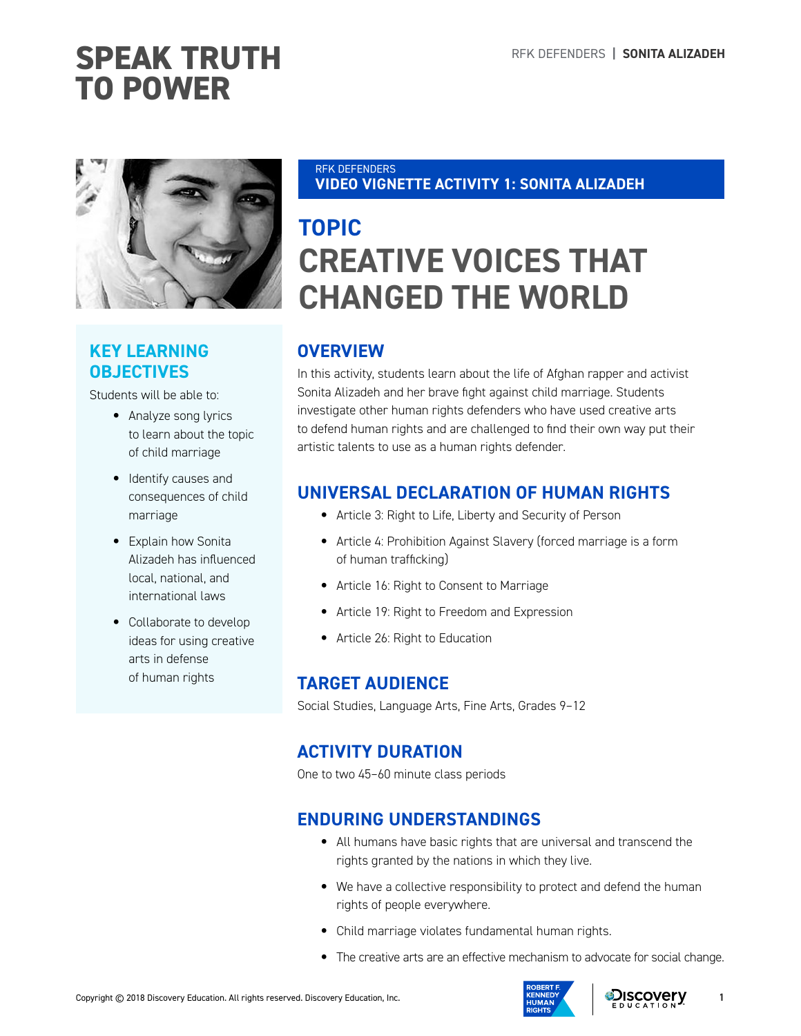# SPEAK TRUTH TO POWER

RFK DEFENDERS

**VIDEO VIGNETTE ACTIVITY 1: SONITA ALIZADEH**

## TOPIC

# CREATIVE VOICES THAT CHANGED THE WORLD

## KEY LEARNING OBJECTIVES

Students will be able to:

- Analyze song lyrics to learn about the topic of child marriage
- Identify causes and consequences of child marriage
- Explain how Sonita Alizadeh has influenced local, national, and international laws
- Collaborate to develop ideas for using creative arts in defense of human rights

## OVERVIEW

In this activity, students learn about the life of Afghan rapper and activist Sonita Alizadeh and her brave fight against child marriage. Students investigate other human rights defenders who have used creative arts to defend human rights and are challenged to find their own way put their artistic talents to use as a human rights defender.

## UNIVERSAL DECLARATION OF HUMAN RIGHTS

- Article 3: Right to Life, Liberty and Security of Person
- Article 4: Prohibition Against Slavery (forced marriage is a form of human trafficking)
- Article 16: Right to Consent to Marriage
- Article 19: Right to Freedom and Expression
- Article 26: Right to Education

## TARGET AUDIENCE

Social Studies, Language Arts, Fine Arts, Grades 9–12

## ACTIVITY DURATION

One to two 45–60 minute class periods

## ENDURING UNDERSTANDINGS

- All humans have basic rights that are universal and transcend the rights granted by the nations in which they live.
- We have a collective responsibility to protect and defend the human rights of people everywhere.
- Child marriage violates fundamental human rights.
- The creative arts are an effective mechanism to advocate for social change.

Copyright © 2018 Discovery Education. All rights reserved. Discovery Education, Inc.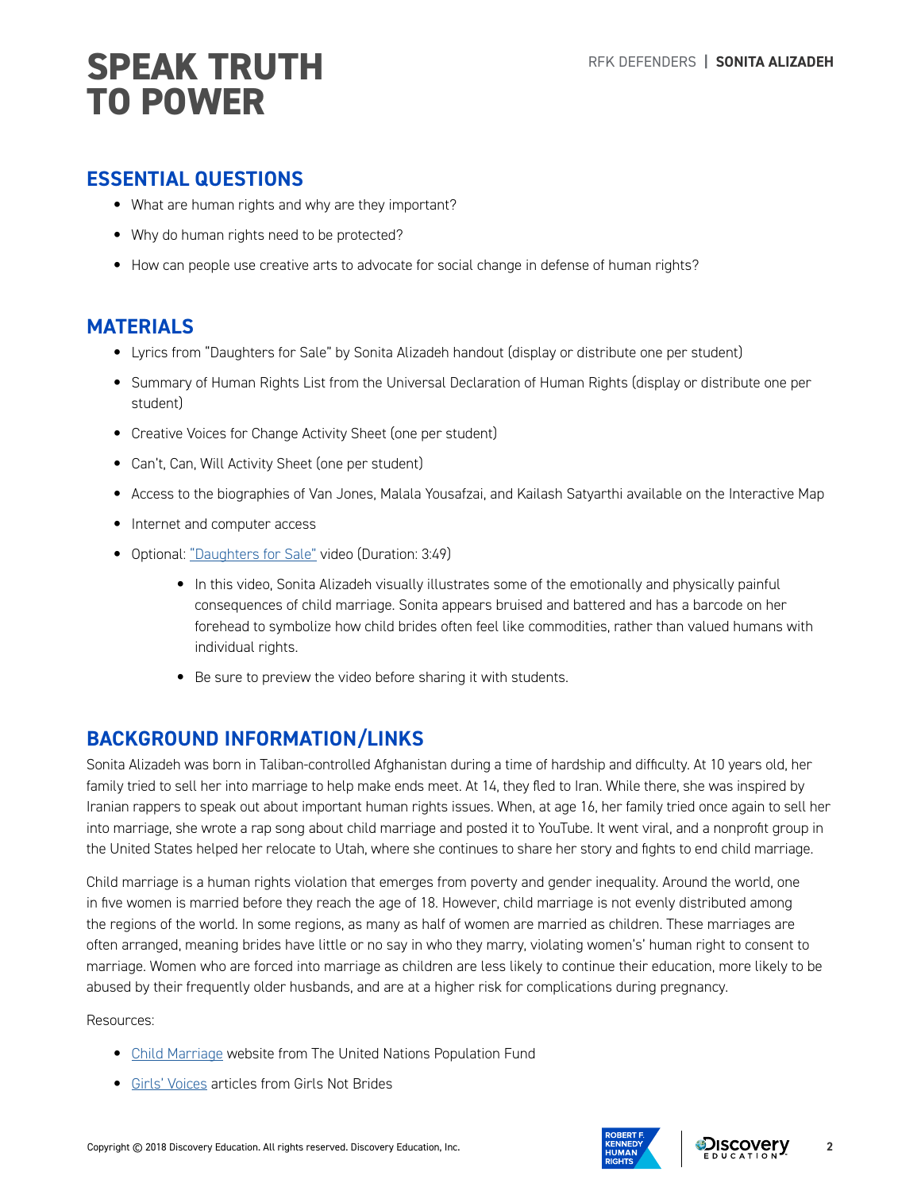## ESSENTIAL QUESTIONS

- What are human rights and why are they important?
- Why do human rights need to be protected?
- How can people use creative arts to advocate for social change in defense of human rights?

## MATERIALS

- Lyrics from "Daughters for Sale" by Sonita Alizadeh handout (display or distribute one per student)
- Summary of Human Rights List from the Universal Declaration of Human Rights (display or distribute one per student)
- Creative Voices for Change Activity Sheet (one per student)
- Can't, Can, Will Activity Sheet (one per student)
- Access to the biographies of Van Jones, Malala Yousafzai, and Kailash Satyarthi available on the Interactive Map
- Internet and computer access
- Optional: "Daughters for Sale" video (Duration: 3:49)
    - In this video, Sonita Alizadeh visually illustrates some of the emotionally and physically painful consequences of child marriage. Sonita appears bruised and battered and has a barcode on her forehead to symbolize how child brides often feel like commodities, rather than valued humans with individual rights.
    - Be sure to preview the video before sharing it with students.

## BACKGROUND INFORMATION/LINKS

Sonita Alizadeh was born in Taliban-controlled Afghanistan during a time of hardship and difficulty. At 10 years old, her family tried to sell her into marriage to help make ends meet. At 14, they fled to Iran. While there, she was inspired by Iranian rappers to speak out about important human rights issues. When, at age 16, her family tried once again to sell her into marriage, she wrote a rap song about child marriage and posted it to YouTube. It went viral, and a nonprofit group in the United States helped her relocate to Utah, where she continues to share her story and fights to end child marriage.

Child marriage is a human rights violation that emerges from poverty and gender inequality. Around the world, one in five women is married before they reach the age of 18. However, child marriage is not evenly distributed among the regions of the world. In some regions, as many as half of women are married as children. These marriages are often arranged, meaning brides have little or no say in who they marry, violating women's' human right to consent to marriage. Women who are forced into marriage as children are less likely to continue their education, more likely to be abused by their frequently older husbands, and are at a higher risk for complications during pregnancy.

Resources:

- Child Marriage website from The United Nations Population Fund
- Girls' Voices articles from Girls Not Brides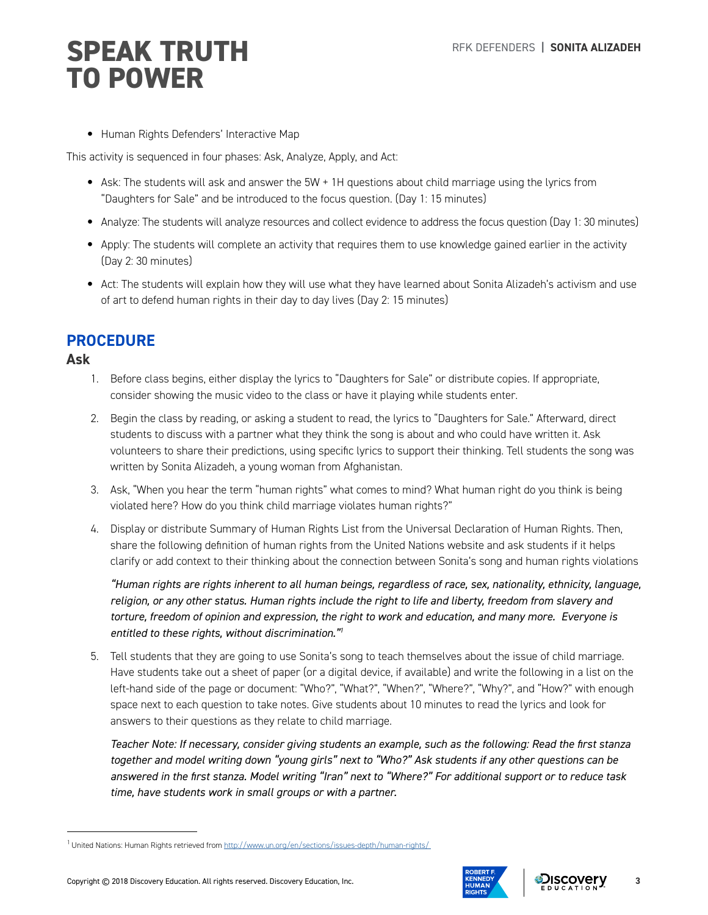- Human Rights Defenders' Interactive Map

This activity is sequenced in four phases: Ask, Analyze, Apply, and Act:

- Ask: The students will ask and answer the 5W + 1H questions about child marriage using the lyrics from "Daughters for Sale" and be introduced to the focus question. (Day 1: 15 minutes)
- Analyze: The students will analyze resources and collect evidence to address the focus question (Day 1: 30 minutes)
- Apply: The students will complete an activity that requires them to use knowledge gained earlier in the activity (Day 2: 30 minutes)
- Act: The students will explain how they will use what they have learned about Sonita Alizadeh's activism and use of art to defend human rights in their day to day lives (Day 2: 15 minutes)

## PROCEDURE

### Ask

1. Before class begins, either display the lyrics to "Daughters for Sale" or distribute copies. If appropriate, consider showing the music video to the class or have it playing while students enter.
2. Begin the class by reading, or asking a student to read, the lyrics to "Daughters for Sale." Afterward, direct students to discuss with a partner what they think the song is about and who could have written it. Ask volunteers to share their predictions, using specific lyrics to support their thinking. Tell students the song was written by Sonita Alizadeh, a young woman from Afghanistan.
3. Ask, "When you hear the term "human rights" what comes to mind? What human right do you think is being violated here? How do you think child marriage violates human rights?"
4. Display or distribute Summary of Human Rights List from the Universal Declaration of Human Rights. Then, share the following definition of human rights from the United Nations website and ask students if it helps clarify or add context to their thinking about the connection between Sonita's song and human rights violations

   *"Human rights are rights inherent to all human beings, regardless of race, sex, nationality, ethnicity, language, religion, or any other status. Human rights include the right to life and liberty, freedom from slavery and torture, freedom of opinion and expression, the right to work and education, and many more. Everyone is entitled to these rights, without discrimination."*[1]

5. Tell students that they are going to use Sonita's song to teach themselves about the issue of child marriage. Have students take out a sheet of paper (or a digital device, if available) and write the following in a list on the left-hand side of the page or document: "Who?", "What?", "When?", "Where?", "Why?", and "How?" with enough space next to each question to take notes. Give students about 10 minutes to read the lyrics and look for answers to their questions as they relate to child marriage.

   *Teacher Note: If necessary, consider giving students an example, such as the following: Read the first stanza together and model writing down "young girls" next to "Who?" Ask students if any other questions can be answered in the first stanza. Model writing "Iran" next to "Where?" For additional support or to reduce task time, have students work in small groups or with a partner.*

---

[1] United Nations: Human Rights retrieved from http://www.un.org/en/sections/issues-depth/human-rights/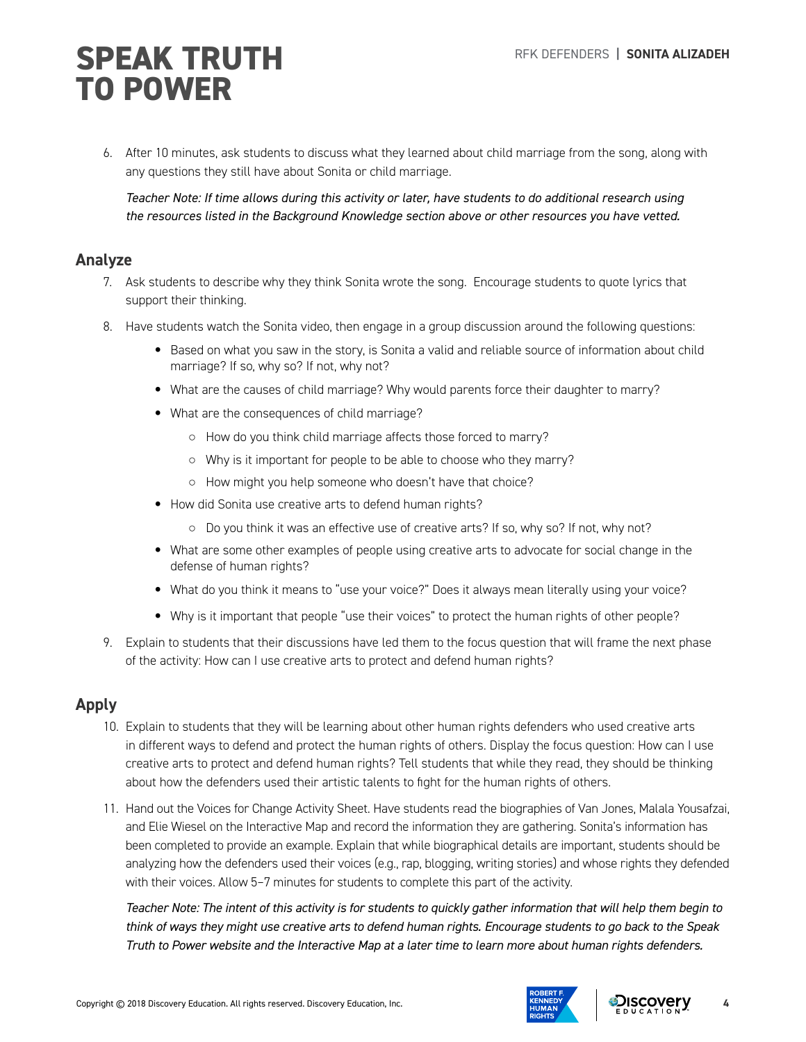6. After 10 minutes, ask students to discuss what they learned about child marriage from the song, along with any questions they still have about Sonita or child marriage.

   *Teacher Note: If time allows during this activity or later, have students to do additional research using the resources listed in the Background Knowledge section above or other resources you have vetted.*

## Analyze

7. Ask students to describe why they think Sonita wrote the song. Encourage students to quote lyrics that support their thinking.

8. Have students watch the Sonita video, then engage in a group discussion around the following questions:

   - Based on what you saw in the story, is Sonita a valid and reliable source of information about child marriage? If so, why so? If not, why not?
   - What are the causes of child marriage? Why would parents force their daughter to marry?
   - What are the consequences of child marriage?
     - How do you think child marriage affects those forced to marry?
     - Why is it important for people to be able to choose who they marry?
     - How might you help someone who doesn't have that choice?
   - How did Sonita use creative arts to defend human rights?
     - Do you think it was an effective use of creative arts? If so, why so? If not, why not?
   - What are some other examples of people using creative arts to advocate for social change in the defense of human rights?
   - What do you think it means to "use your voice?" Does it always mean literally using your voice?
   - Why is it important that people "use their voices" to protect the human rights of other people?

9. Explain to students that their discussions have led them to the focus question that will frame the next phase of the activity: How can I use creative arts to protect and defend human rights?

## Apply

10. Explain to students that they will be learning about other human rights defenders who used creative arts in different ways to defend and protect the human rights of others. Display the focus question: How can I use creative arts to protect and defend human rights? Tell students that while they read, they should be thinking about how the defenders used their artistic talents to fight for the human rights of others.

11. Hand out the Voices for Change Activity Sheet. Have students read the biographies of Van Jones, Malala Yousafzai, and Elie Wiesel on the Interactive Map and record the information they are gathering. Sonita's information has been completed to provide an example. Explain that while biographical details are important, students should be analyzing how the defenders used their voices (e.g., rap, blogging, writing stories) and whose rights they defended with their voices. Allow 5–7 minutes for students to complete this part of the activity.

    *Teacher Note: The intent of this activity is for students to quickly gather information that will help them begin to think of ways they might use creative arts to defend human rights. Encourage students to go back to the Speak Truth to Power website and the Interactive Map at a later time to learn more about human rights defenders.*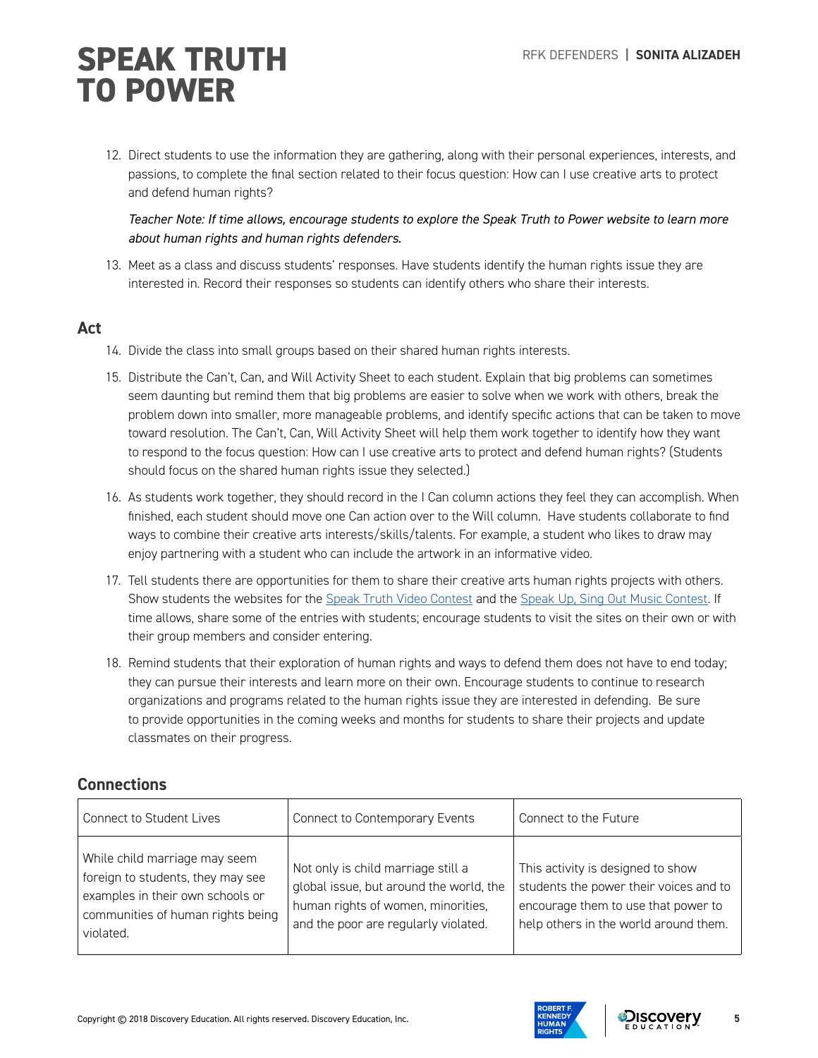12. Direct students to use the information they are gathering, along with their personal experiences, interests, and passions, to complete the final section related to their focus question: How can I use creative arts to protect and defend human rights?

    *Teacher Note: If time allows, encourage students to explore the Speak Truth to Power website to learn more about human rights and human rights defenders.*

13. Meet as a class and discuss students' responses. Have students identify the human rights issue they are interested in. Record their responses so students can identify others who share their interests.

## Act

14. Divide the class into small groups based on their shared human rights interests.
15. Distribute the Can't, Can, and Will Activity Sheet to each student. Explain that big problems can sometimes seem daunting but remind them that big problems are easier to solve when we work with others, break the problem down into smaller, more manageable problems, and identify specific actions that can be taken to move toward resolution. The Can't, Can, Will Activity Sheet will help them work together to identify how they want to respond to the focus question: How can I use creative arts to protect and defend human rights? (Students should focus on the shared human rights issue they selected.)
16. As students work together, they should record in the I Can column actions they feel they can accomplish. When finished, each student should move one Can action over to the Will column. Have students collaborate to find ways to combine their creative arts interests/skills/talents. For example, a student who likes to draw may enjoy partnering with a student who can include the artwork in an informative video.
17. Tell students there are opportunities for them to share their creative arts human rights projects with others. Show students the websites for the Speak Truth Video Contest and the Speak Up, Sing Out Music Contest. If time allows, share some of the entries with students; encourage students to visit the sites on their own or with their group members and consider entering.
18. Remind students that their exploration of human rights and ways to defend them does not have to end today; they can pursue their interests and learn more on their own. Encourage students to continue to research organizations and programs related to the human rights issue they are interested in defending. Be sure to provide opportunities in the coming weeks and months for students to share their projects and update classmates on their progress.

## Connections

| Connect to Student Lives | Connect to Contemporary Events | Connect to the Future |
|---|---|---|
| While child marriage may seem foreign to students, they may see examples in their own schools or communities of human rights being violated. | Not only is child marriage still a global issue, but around the world, the human rights of women, minorities, and the poor are regularly violated. | This activity is designed to show students the power their voices and to encourage them to use that power to help others in the world around them. |

Copyright © 2018 Discovery Education. All rights reserved. Discovery Education, Inc.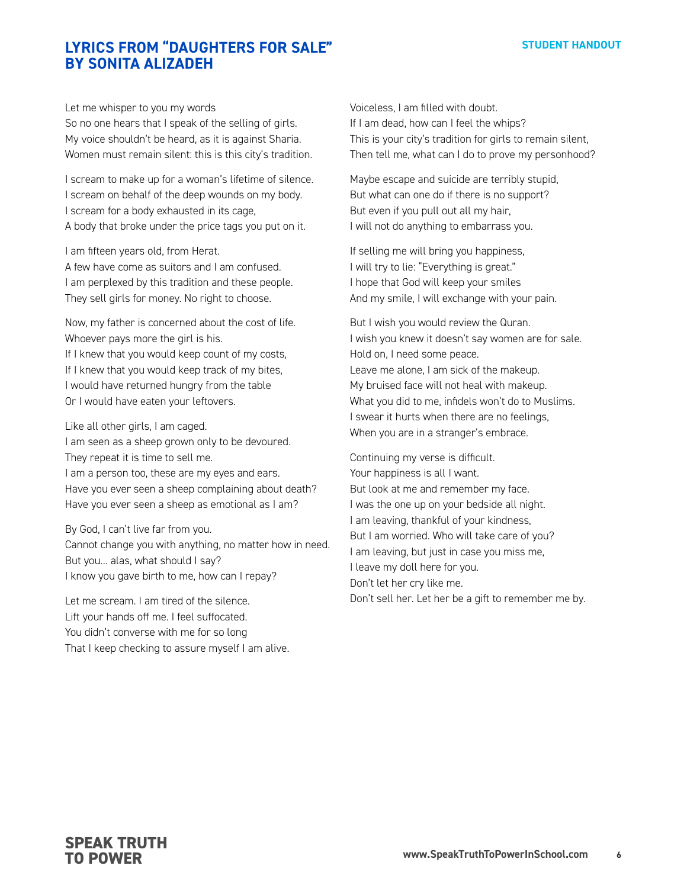## LYRICS FROM "DAUGHTERS FOR SALE" BY SONITA ALIZADEH

**STUDENT HANDOUT**

Let me whisper to you my words
So no one hears that I speak of the selling of girls.
My voice shouldn't be heard, as it is against Sharia.
Women must remain silent: this is this city's tradition.

I scream to make up for a woman's lifetime of silence.
I scream on behalf of the deep wounds on my body.
I scream for a body exhausted in its cage,
A body that broke under the price tags you put on it.

I am fifteen years old, from Herat.
A few have come as suitors and I am confused.
I am perplexed by this tradition and these people.
They sell girls for money. No right to choose.

Now, my father is concerned about the cost of life.
Whoever pays more the girl is his.
If I knew that you would keep count of my costs,
If I knew that you would keep track of my bites,
I would have returned hungry from the table
Or I would have eaten your leftovers.

Like all other girls, I am caged.
I am seen as a sheep grown only to be devoured.
They repeat it is time to sell me.
I am a person too, these are my eyes and ears.
Have you ever seen a sheep complaining about death?
Have you ever seen a sheep as emotional as I am?

By God, I can't live far from you.
Cannot change you with anything, no matter how in need.
But you... alas, what should I say?
I know you gave birth to me, how can I repay?

Let me scream. I am tired of the silence.
Lift your hands off me. I feel suffocated.
You didn't converse with me for so long
That I keep checking to assure myself I am alive.

Voiceless, I am filled with doubt.
If I am dead, how can I feel the whips?
This is your city's tradition for girls to remain silent,
Then tell me, what can I do to prove my personhood?

Maybe escape and suicide are terribly stupid,
But what can one do if there is no support?
But even if you pull out all my hair,
I will not do anything to embarrass you.

If selling me will bring you happiness,
I will try to lie: "Everything is great."
I hope that God will keep your smiles
And my smile, I will exchange with your pain.

But I wish you would review the Quran.
I wish you knew it doesn't say women are for sale.
Hold on, I need some peace.
Leave me alone, I am sick of the makeup.
My bruised face will not heal with makeup.
What you did to me, infidels won't do to Muslims.
I swear it hurts when there are no feelings,
When you are in a stranger's embrace.

Continuing my verse is difficult.
Your happiness is all I want.
But look at me and remember my face.
I was the one up on your bedside all night.
I am leaving, thankful of your kindness,
But I am worried. Who will take care of you?
I am leaving, but just in case you miss me,
I leave my doll here for you.
Don't let her cry like me.
Don't sell her. Let her be a gift to remember me by.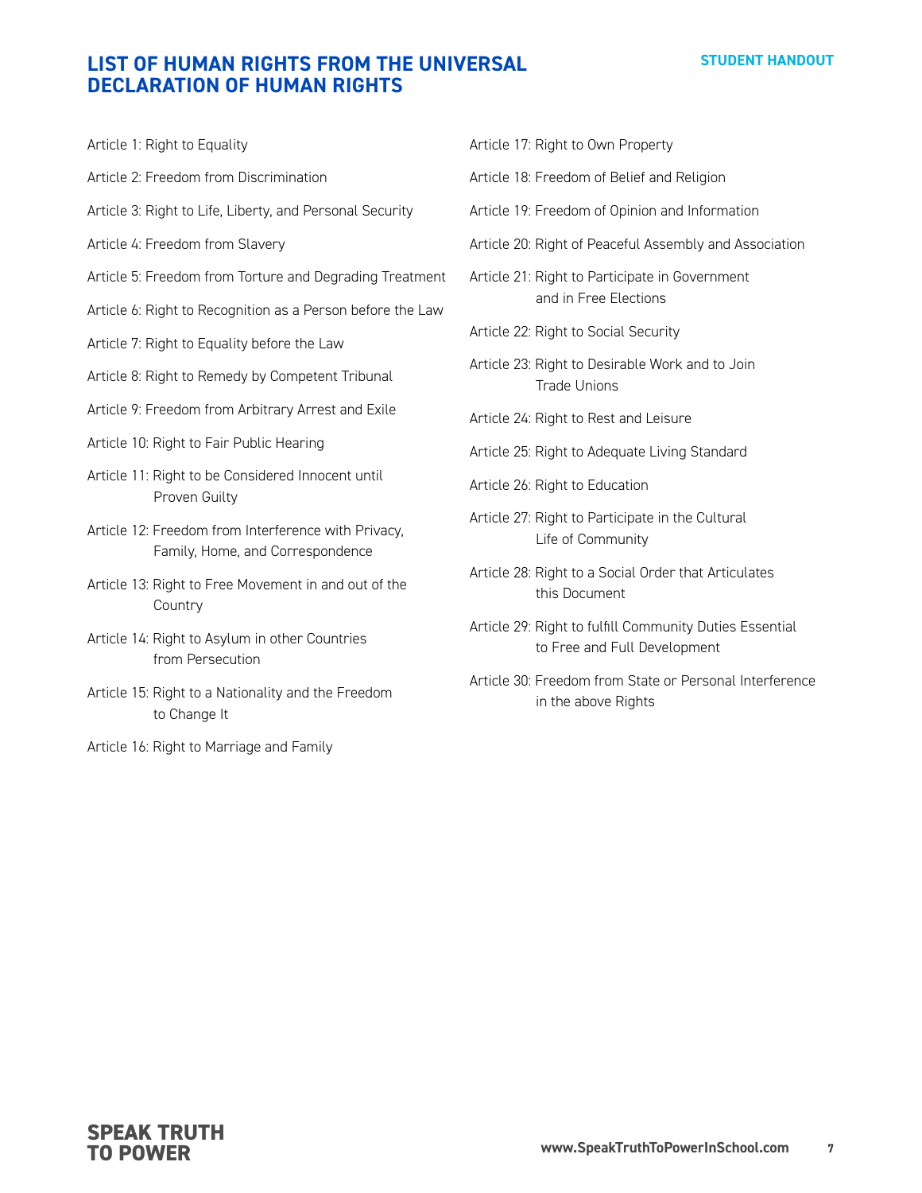# LIST OF HUMAN RIGHTS FROM THE UNIVERSAL DECLARATION OF HUMAN RIGHTS

**STUDENT HANDOUT**

Article 1: Right to Equality

Article 2: Freedom from Discrimination

Article 3: Right to Life, Liberty, and Personal Security

Article 4: Freedom from Slavery

Article 5: Freedom from Torture and Degrading Treatment

Article 6: Right to Recognition as a Person before the Law

Article 7: Right to Equality before the Law

Article 8: Right to Remedy by Competent Tribunal

Article 9: Freedom from Arbitrary Arrest and Exile

Article 10: Right to Fair Public Hearing

Article 11: Right to be Considered Innocent until Proven Guilty

Article 12: Freedom from Interference with Privacy, Family, Home, and Correspondence

Article 13: Right to Free Movement in and out of the Country

Article 14: Right to Asylum in other Countries from Persecution

Article 15: Right to a Nationality and the Freedom to Change It

Article 16: Right to Marriage and Family

Article 17: Right to Own Property

Article 18: Freedom of Belief and Religion

Article 19: Freedom of Opinion and Information

Article 20: Right of Peaceful Assembly and Association

Article 21: Right to Participate in Government and in Free Elections

Article 22: Right to Social Security

Article 23: Right to Desirable Work and to Join Trade Unions

Article 24: Right to Rest and Leisure

Article 25: Right to Adequate Living Standard

Article 26: Right to Education

Article 27: Right to Participate in the Cultural Life of Community

Article 28: Right to a Social Order that Articulates this Document

Article 29: Right to fulfill Community Duties Essential to Free and Full Development

Article 30: Freedom from State or Personal Interference in the above Rights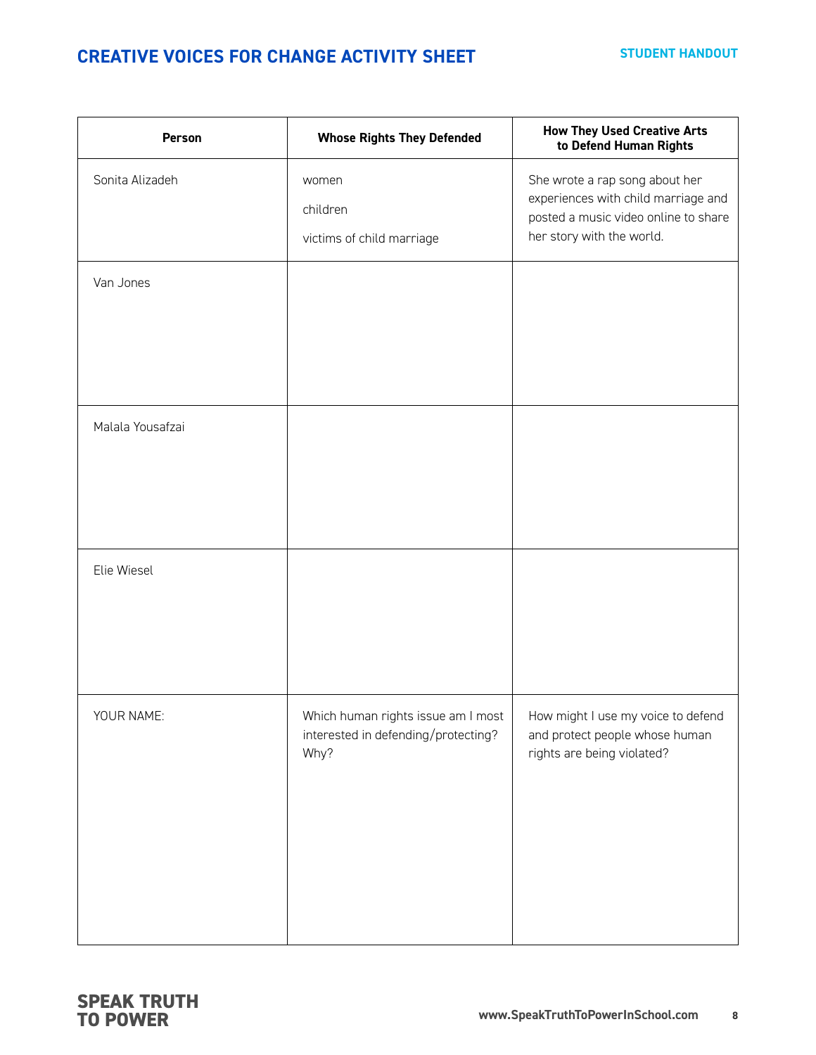# CREATIVE VOICES FOR CHANGE ACTIVITY SHEET

**STUDENT HANDOUT**

| Person | Whose Rights They Defended | How They Used Creative Arts to Defend Human Rights |
|---|---|---|
| Sonita Alizadeh | women<br>children<br>victims of child marriage | She wrote a rap song about her experiences with child marriage and posted a music video online to share her story with the world. |
| Van Jones | | |
| Malala Yousafzai | | |
| Elie Wiesel | | |
| YOUR NAME: | Which human rights issue am I most interested in defending/protecting? Why? | How might I use my voice to defend and protect people whose human rights are being violated? |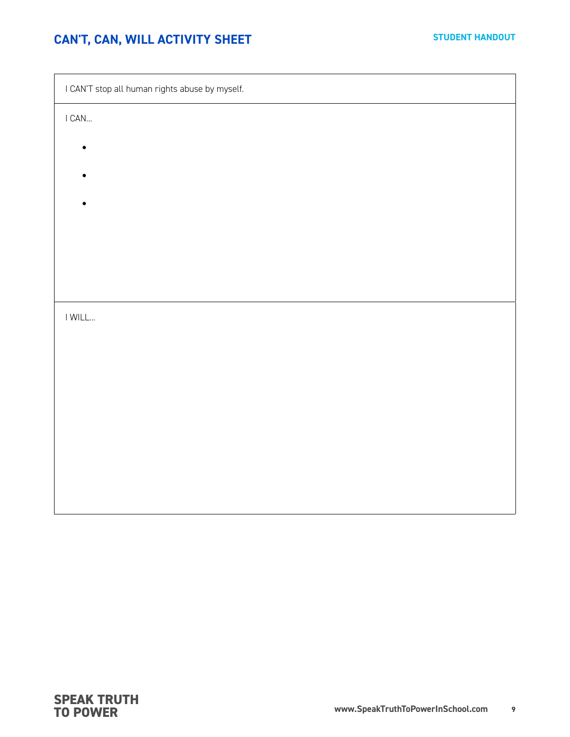## CAN'T, CAN, WILL ACTIVITY SHEET

STUDENT HANDOUT

| I CAN'T stop all human rights abuse by myself. |
|---|
| I CAN…<br><br>•<br><br>•<br><br>• |
| I WILL… |

SPEAK TRUTH TO POWER

www.SpeakTruthToPowerInSchool.com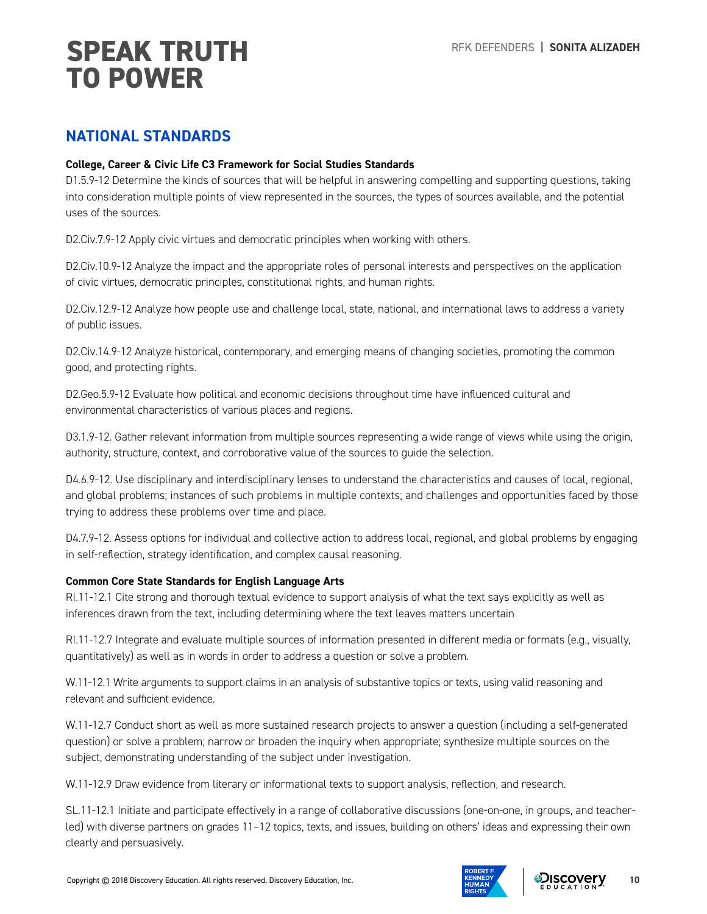# SPEAK TRUTH TO POWER

## NATIONAL STANDARDS

**College, Career & Civic Life C3 Framework for Social Studies Standards**

D1.5.9-12 Determine the kinds of sources that will be helpful in answering compelling and supporting questions, taking into consideration multiple points of view represented in the sources, the types of sources available, and the potential uses of the sources.

D2.Civ.7.9-12 Apply civic virtues and democratic principles when working with others.

D2.Civ.10.9-12 Analyze the impact and the appropriate roles of personal interests and perspectives on the application of civic virtues, democratic principles, constitutional rights, and human rights.

D2.Civ.12.9-12 Analyze how people use and challenge local, state, national, and international laws to address a variety of public issues.

D2.Civ.14.9-12 Analyze historical, contemporary, and emerging means of changing societies, promoting the common good, and protecting rights.

D2.Geo.5.9-12 Evaluate how political and economic decisions throughout time have influenced cultural and environmental characteristics of various places and regions.

D3.1.9-12. Gather relevant information from multiple sources representing a wide range of views while using the origin, authority, structure, context, and corroborative value of the sources to guide the selection.

D4.6.9-12. Use disciplinary and interdisciplinary lenses to understand the characteristics and causes of local, regional, and global problems; instances of such problems in multiple contexts; and challenges and opportunities faced by those trying to address these problems over time and place.

D4.7.9-12. Assess options for individual and collective action to address local, regional, and global problems by engaging in self-reflection, strategy identification, and complex causal reasoning.

**Common Core State Standards for English Language Arts**

RI.11-12.1 Cite strong and thorough textual evidence to support analysis of what the text says explicitly as well as inferences drawn from the text, including determining where the text leaves matters uncertain

RI.11-12.7 Integrate and evaluate multiple sources of information presented in different media or formats (e.g., visually, quantitatively) as well as in words in order to address a question or solve a problem.

W.11-12.1 Write arguments to support claims in an analysis of substantive topics or texts, using valid reasoning and relevant and sufficient evidence.

W.11-12.7 Conduct short as well as more sustained research projects to answer a question (including a self-generated question) or solve a problem; narrow or broaden the inquiry when appropriate; synthesize multiple sources on the subject, demonstrating understanding of the subject under investigation.

W.11-12.9 Draw evidence from literary or informational texts to support analysis, reflection, and research.

SL.11-12.1 Initiate and participate effectively in a range of collaborative discussions (one-on-one, in groups, and teacher-led) with diverse partners on grades 11–12 topics, texts, and issues, building on others' ideas and expressing their own clearly and persuasively.

Copyright © 2018 Discovery Education. All rights reserved. Discovery Education, Inc.